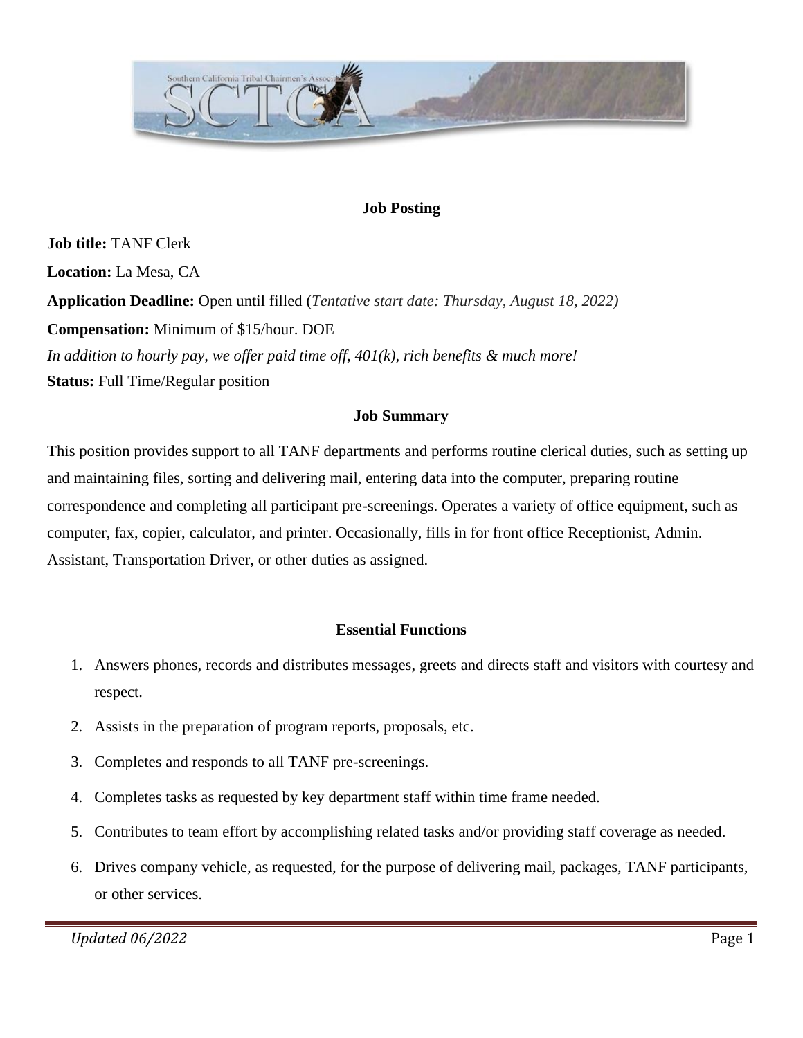## Job Posting

**Job title:** TANF Clerk

**Location:** La Mesa, CA

**Application Deadline:** Open until filled (*Tentative start date: Thursday, August 18, 2022)*

**Compensation:** Minimum of $15/hour. DOE

*In addition to hourly pay, we offer paid time off, 401(k), rich benefits & much more!*

**Status:** Full Time/Regular position

## Job Summary

This position provides support to all TANF departments and performs routine clerical duties, such as setting up and maintaining files, sorting and delivering mail, entering data into the computer, preparing routine correspondence and completing all participant pre-screenings. Operates a variety of office equipment, such as computer, fax, copier, calculator, and printer. Occasionally, fills in for front office Receptionist, Admin. Assistant, Transportation Driver, or other duties as assigned.

## Essential Functions

1. Answers phones, records and distributes messages, greets and directs staff and visitors with courtesy and respect.
2. Assists in the preparation of program reports, proposals, etc.
3. Completes and responds to all TANF pre-screenings.
4. Completes tasks as requested by key department staff within time frame needed.
5. Contributes to team effort by accomplishing related tasks and/or providing staff coverage as needed.
6. Drives company vehicle, as requested, for the purpose of delivering mail, packages, TANF participants, or other services.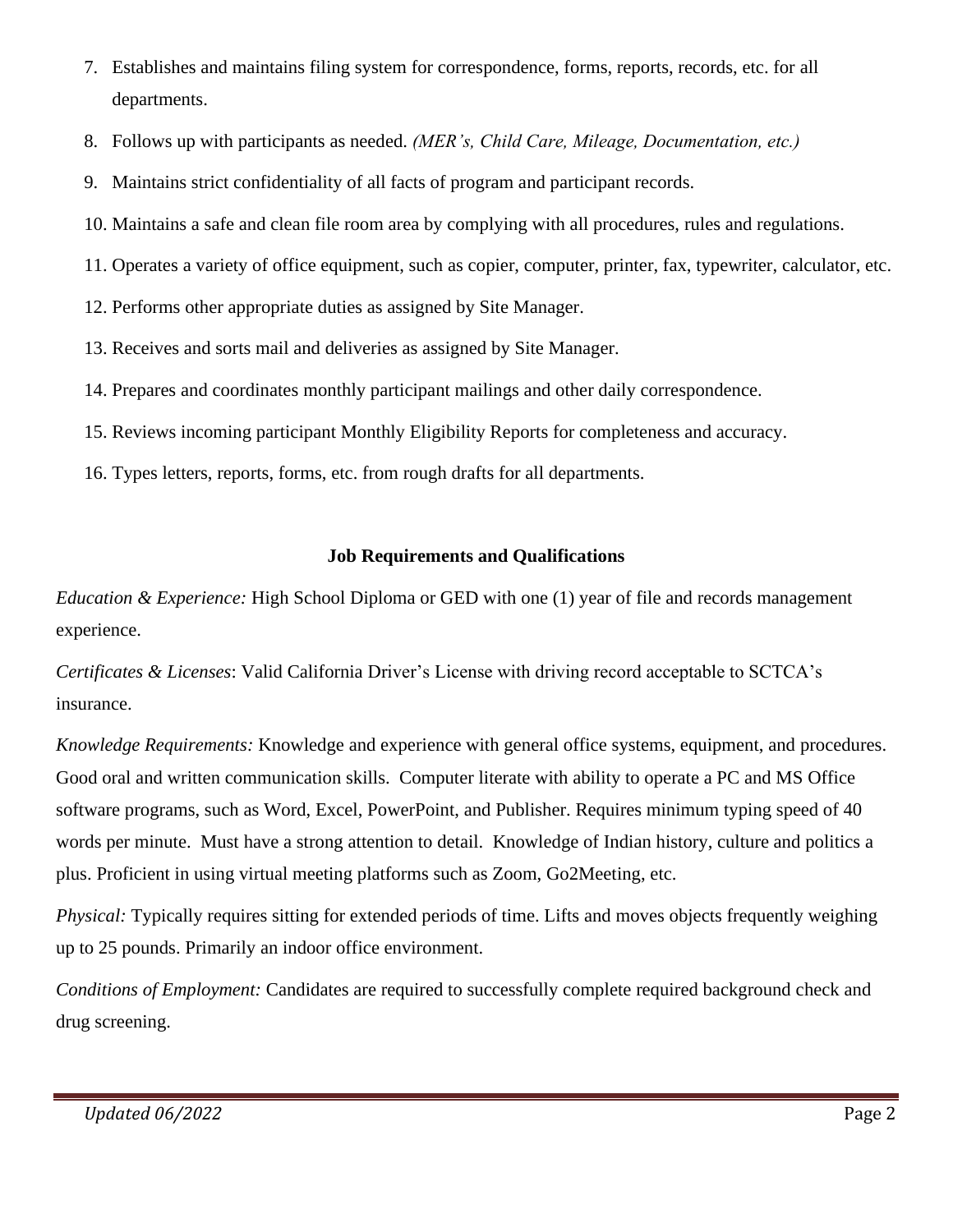7. Establishes and maintains filing system for correspondence, forms, reports, records, etc. for all departments.
8. Follows up with participants as needed. *(MER's, Child Care, Mileage, Documentation, etc.)*
9. Maintains strict confidentiality of all facts of program and participant records.
10. Maintains a safe and clean file room area by complying with all procedures, rules and regulations.
11. Operates a variety of office equipment, such as copier, computer, printer, fax, typewriter, calculator, etc.
12. Performs other appropriate duties as assigned by Site Manager.
13. Receives and sorts mail and deliveries as assigned by Site Manager.
14. Prepares and coordinates monthly participant mailings and other daily correspondence.
15. Reviews incoming participant Monthly Eligibility Reports for completeness and accuracy.
16. Types letters, reports, forms, etc. from rough drafts for all departments.

## Job Requirements and Qualifications

*Education & Experience:* High School Diploma or GED with one (1) year of file and records management experience.

*Certificates & Licenses*: Valid California Driver's License with driving record acceptable to SCTCA's insurance.

*Knowledge Requirements:* Knowledge and experience with general office systems, equipment, and procedures. Good oral and written communication skills. Computer literate with ability to operate a PC and MS Office software programs, such as Word, Excel, PowerPoint, and Publisher. Requires minimum typing speed of 40 words per minute. Must have a strong attention to detail. Knowledge of Indian history, culture and politics a plus. Proficient in using virtual meeting platforms such as Zoom, Go2Meeting, etc.

*Physical:* Typically requires sitting for extended periods of time. Lifts and moves objects frequently weighing up to 25 pounds. Primarily an indoor office environment.

*Conditions of Employment:* Candidates are required to successfully complete required background check and drug screening.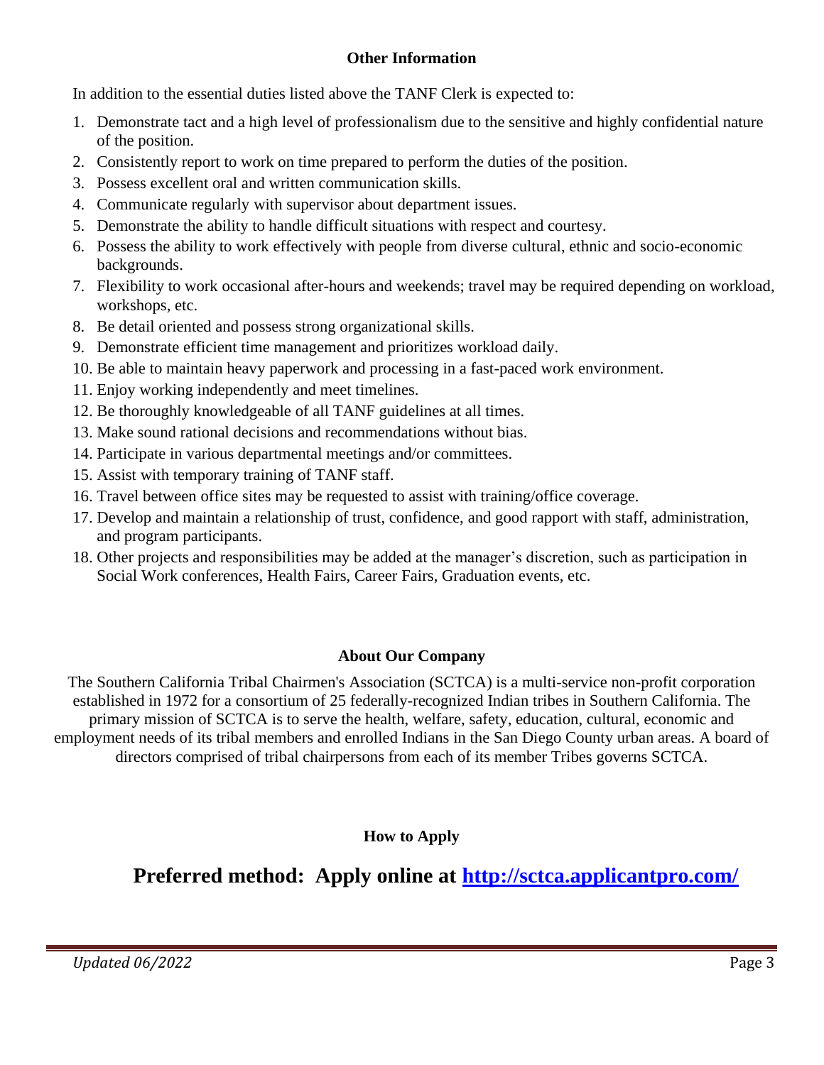### Other Information

In addition to the essential duties listed above the TANF Clerk is expected to:

1. Demonstrate tact and a high level of professionalism due to the sensitive and highly confidential nature of the position.
2. Consistently report to work on time prepared to perform the duties of the position.
3. Possess excellent oral and written communication skills.
4. Communicate regularly with supervisor about department issues.
5. Demonstrate the ability to handle difficult situations with respect and courtesy.
6. Possess the ability to work effectively with people from diverse cultural, ethnic and socio-economic backgrounds.
7. Flexibility to work occasional after-hours and weekends; travel may be required depending on workload, workshops, etc.
8. Be detail oriented and possess strong organizational skills.
9. Demonstrate efficient time management and prioritizes workload daily.
10. Be able to maintain heavy paperwork and processing in a fast-paced work environment.
11. Enjoy working independently and meet timelines.
12. Be thoroughly knowledgeable of all TANF guidelines at all times.
13. Make sound rational decisions and recommendations without bias.
14. Participate in various departmental meetings and/or committees.
15. Assist with temporary training of TANF staff.
16. Travel between office sites may be requested to assist with training/office coverage.
17. Develop and maintain a relationship of trust, confidence, and good rapport with staff, administration, and program participants.
18. Other projects and responsibilities may be added at the manager's discretion, such as participation in Social Work conferences, Health Fairs, Career Fairs, Graduation events, etc.

### About Our Company

The Southern California Tribal Chairmen's Association (SCTCA) is a multi-service non-profit corporation established in 1972 for a consortium of 25 federally-recognized Indian tribes in Southern California. The primary mission of SCTCA is to serve the health, welfare, safety, education, cultural, economic and employment needs of its tribal members and enrolled Indians in the San Diego County urban areas. A board of directors comprised of tribal chairpersons from each of its member Tribes governs SCTCA.

### How to Apply

## Preferred method: Apply online at [http://sctca.applicantpro.com/](http://sctca.applicantpro.com/)

*Updated 06/2022*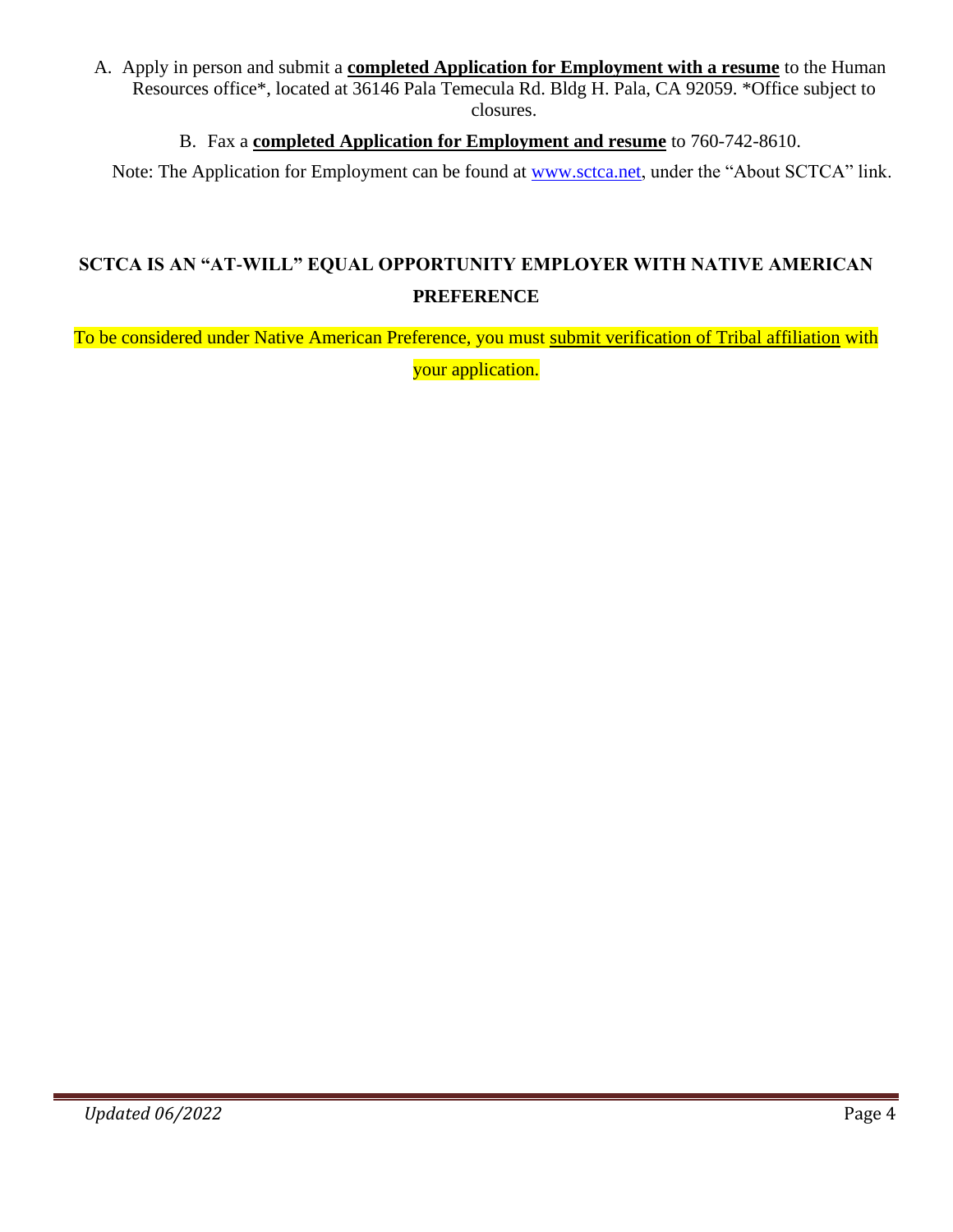A. Apply in person and submit a **completed Application for Employment with a resume** to the Human Resources office*, located at 36146 Pala Temecula Rd. Bldg H. Pala, CA 92059. *Office subject to closures.

B. Fax a **completed Application for Employment and resume** to 760-742-8610.

Note: The Application for Employment can be found at www.sctca.net, under the "About SCTCA" link.

**SCTCA IS AN "AT-WILL" EQUAL OPPORTUNITY EMPLOYER WITH NATIVE AMERICAN PREFERENCE**

To be considered under Native American Preference, you must submit verification of Tribal affiliation with your application.